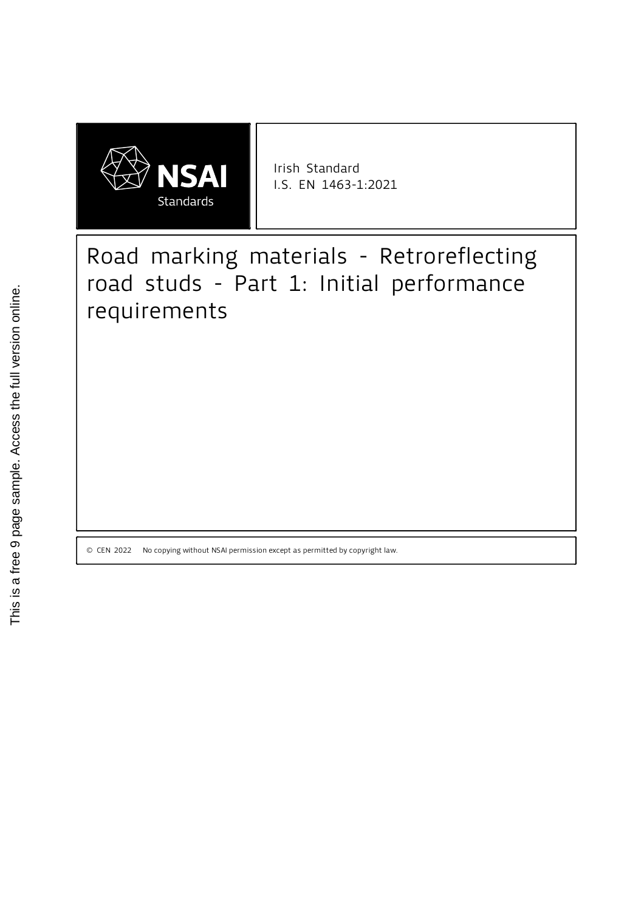NSAI Standards

Irish Standard
I.S. EN 1463-1:2021

# Road marking materials - Retroreflecting road studs - Part 1: Initial performance requirements

© CEN 2022 No copying without NSAI permission except as permitted by copyright law.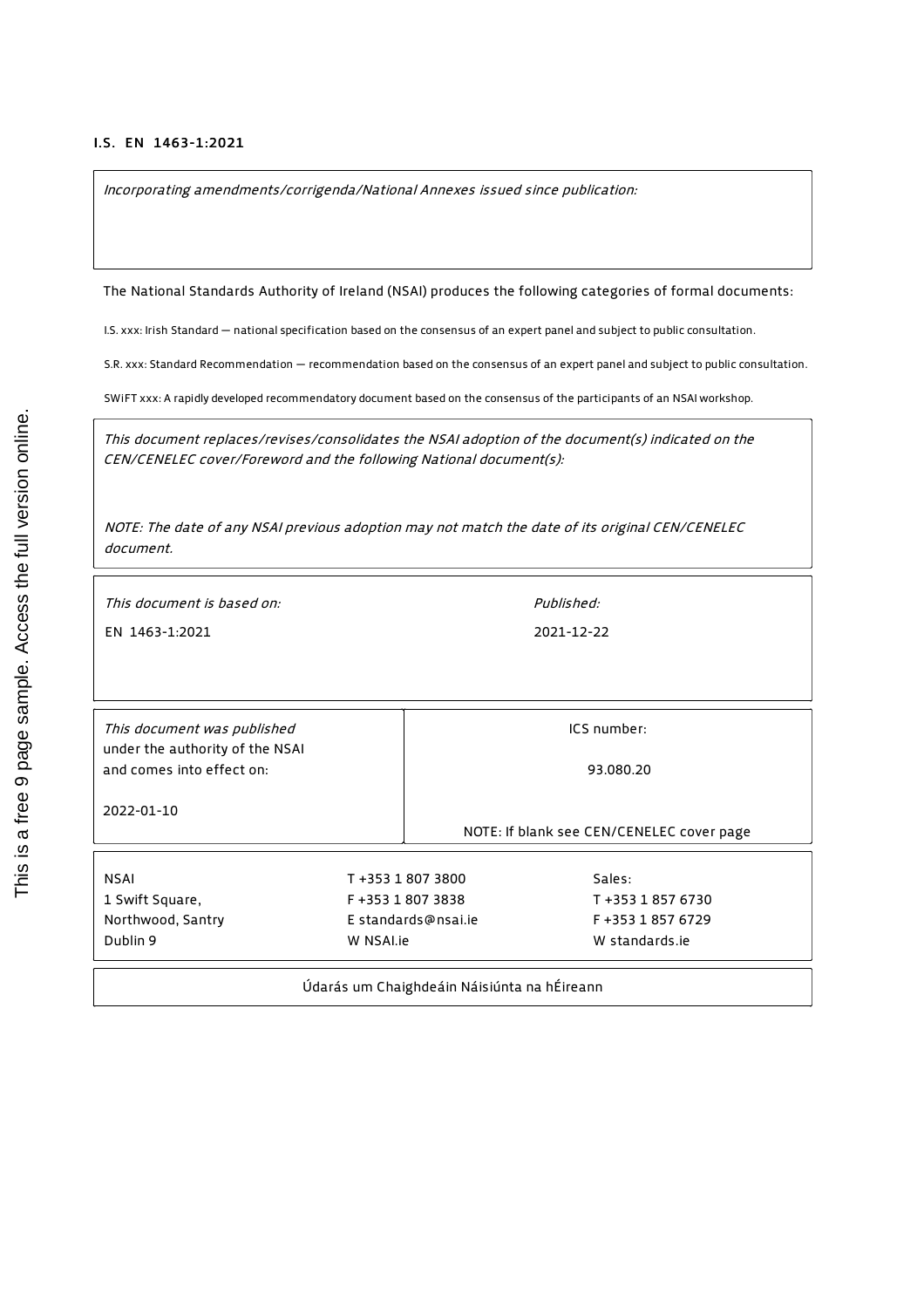**I.S. EN 1463-1:2021**

*Incorporating amendments/corrigenda/National Annexes issued since publication:*

The National Standards Authority of Ireland (NSAI) produces the following categories of formal documents:

I.S. xxx: Irish Standard — national specification based on the consensus of an expert panel and subject to public consultation.

S.R. xxx: Standard Recommendation — recommendation based on the consensus of an expert panel and subject to public consultation.

SWiFT xxx: A rapidly developed recommendatory document based on the consensus of the participants of an NSAI workshop.

*This document replaces/revises/consolidates the NSAI adoption of the document(s) indicated on the CEN/CENELEC cover/Foreword and the following National document(s):*

*NOTE: The date of any NSAI previous adoption may not match the date of its original CEN/CENELEC document.*

| *This document is based on:* | *Published:* |
|---|---|
| EN 1463-1:2021 | 2021-12-22 |

| *This document was published* under the authority of the NSAI and comes into effect on: | ICS number: |
|---|---|
| 2022-01-10 | 93.080.20 |
| | NOTE: If blank see CEN/CENELEC cover page |

| NSAI | T +353 1 807 3800 | Sales: |
|---|---|---|
| 1 Swift Square, | F +353 1 807 3838 | T +353 1 857 6730 |
| Northwood, Santry | E standards@nsai.ie | F +353 1 857 6729 |
| Dublin 9 | W NSAI.ie | W standards.ie |

Údarás um Chaighdeáin Náisiúnta na hÉireann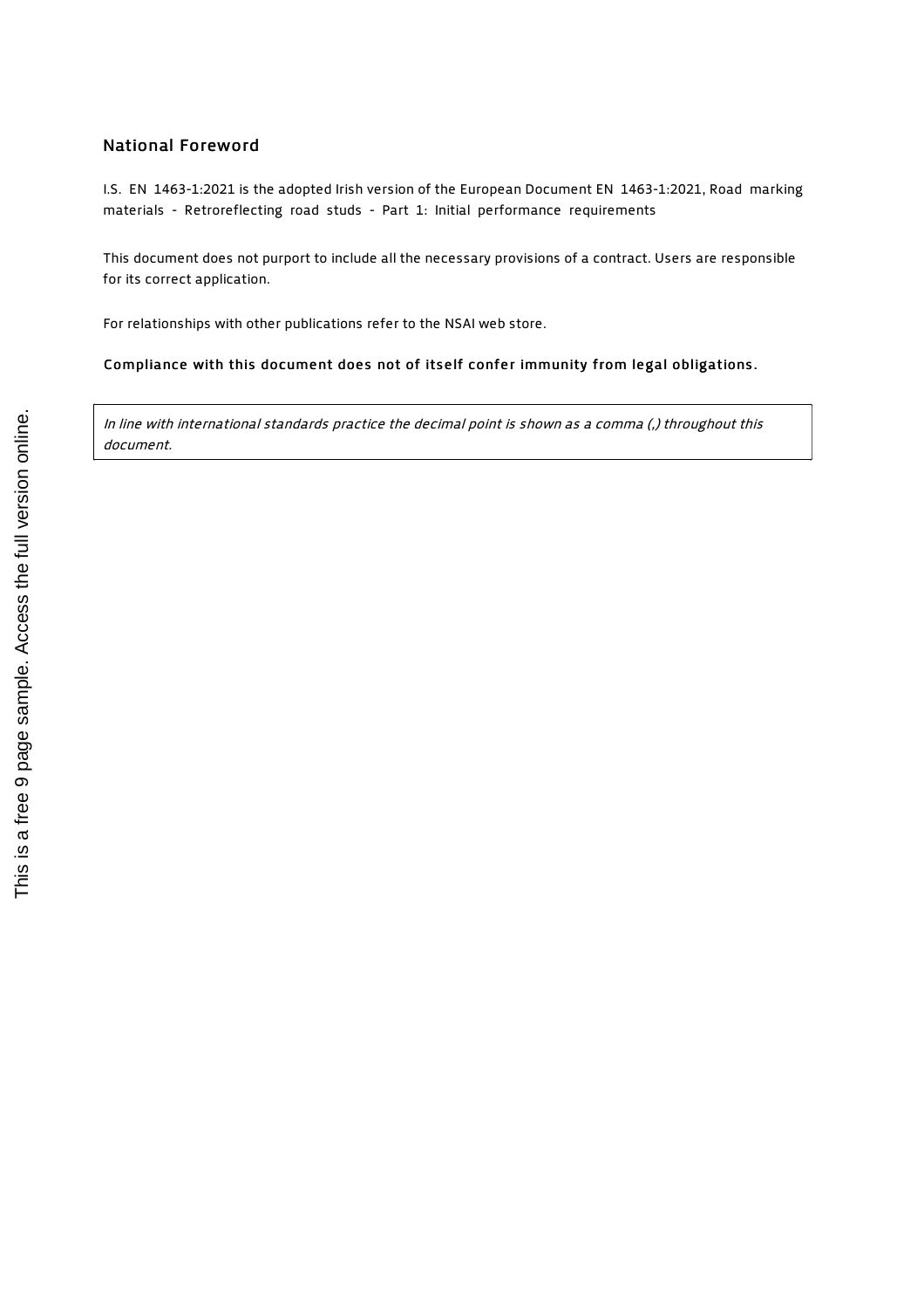## National Foreword

I.S. EN 1463-1:2021 is the adopted Irish version of the European Document EN 1463-1:2021, Road marking materials - Retroreflecting road studs - Part 1: Initial performance requirements

This document does not purport to include all the necessary provisions of a contract. Users are responsible for its correct application.

For relationships with other publications refer to the NSAI web store.

**Compliance with this document does not of itself confer immunity from legal obligations.**

*In line with international standards practice the decimal point is shown as a comma (,) throughout this document.*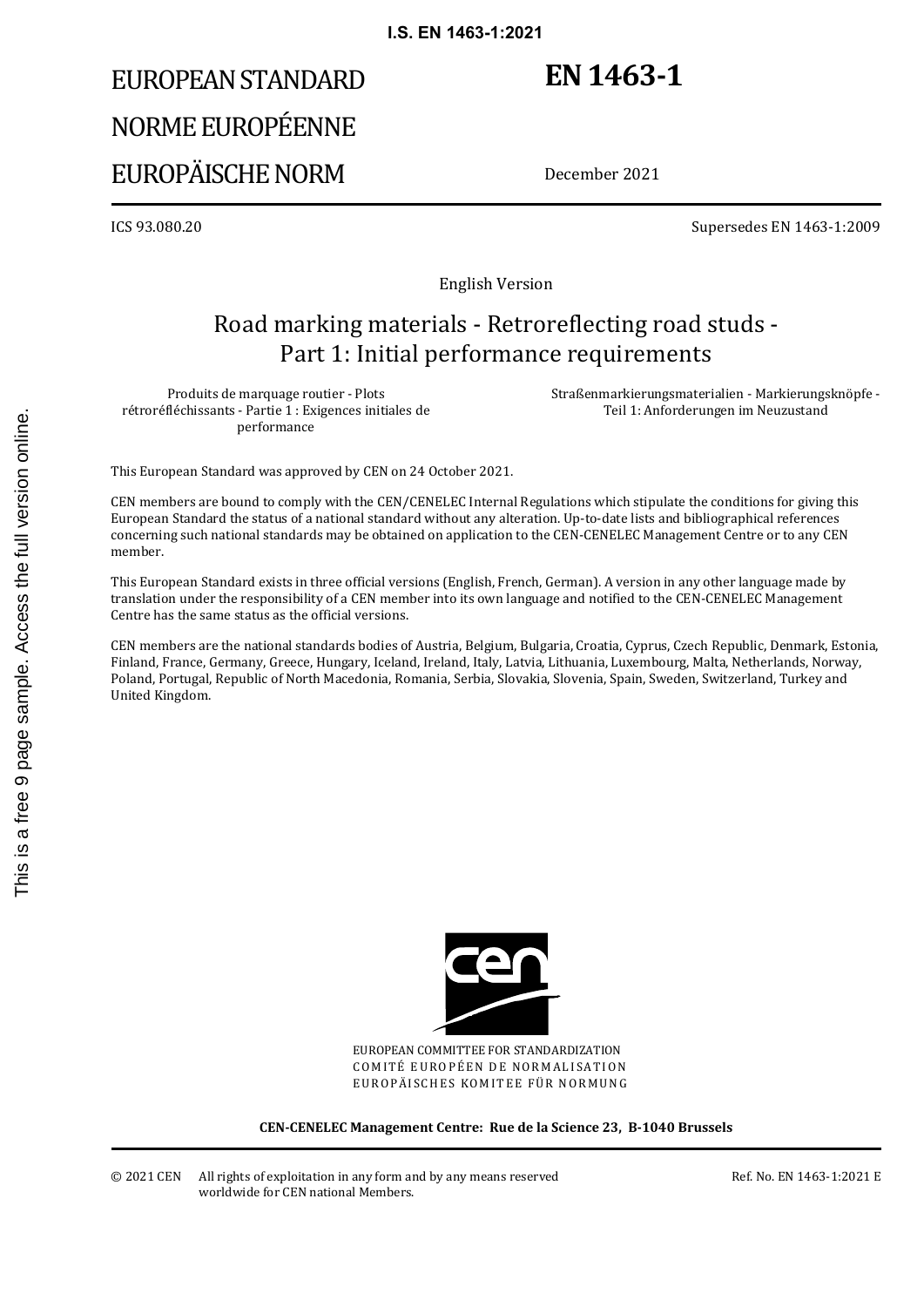# EUROPEAN STANDARD
# NORME EUROPÉENNE
# EUROPÄISCHE NORM

# EN 1463-1

December 2021

ICS 93.080.20

Supersedes EN 1463-1:2009

English Version

## Road marking materials - Retroreflecting road studs - Part 1: Initial performance requirements

Produits de marquage routier - Plots rétroréfléchissants - Partie 1 : Exigences initiales de performance

Straßenmarkierungsmaterialien - Markierungsknöpfe - Teil 1: Anforderungen im Neuzustand

This European Standard was approved by CEN on 24 October 2021.

CEN members are bound to comply with the CEN/CENELEC Internal Regulations which stipulate the conditions for giving this European Standard the status of a national standard without any alteration. Up-to-date lists and bibliographical references concerning such national standards may be obtained on application to the CEN-CENELEC Management Centre or to any CEN member.

This European Standard exists in three official versions (English, French, German). A version in any other language made by translation under the responsibility of a CEN member into its own language and notified to the CEN-CENELEC Management Centre has the same status as the official versions.

CEN members are the national standards bodies of Austria, Belgium, Bulgaria, Croatia, Cyprus, Czech Republic, Denmark, Estonia, Finland, France, Germany, Greece, Hungary, Iceland, Ireland, Italy, Latvia, Lithuania, Luxembourg, Malta, Netherlands, Norway, Poland, Portugal, Republic of North Macedonia, Romania, Serbia, Slovakia, Slovenia, Spain, Sweden, Switzerland, Turkey and United Kingdom.

EUROPEAN COMMITTEE FOR STANDARDIZATION
COMITÉ EUROPÉEN DE NORMALISATION
EUROPÄISCHES KOMITEE FÜR NORMUNG

**CEN-CENELEC Management Centre: Rue de la Science 23, B-1040 Brussels**

© 2021 CEN All rights of exploitation in any form and by any means reserved worldwide for CEN national Members.

Ref. No. EN 1463-1:2021 E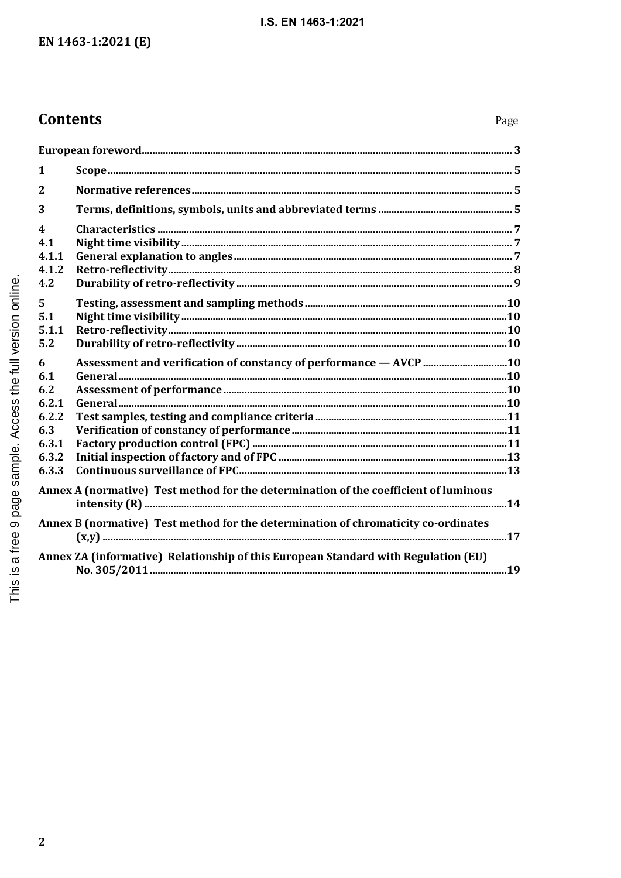# Contents

| | | Page |
|---|---|---|
| European foreword | | 3 |
| 1 | Scope | 5 |
| 2 | Normative references | 5 |
| 3 | Terms, definitions, symbols, units and abbreviated terms | 5 |
| 4 | Characteristics | 7 |
| 4.1 | Night time visibility | 7 |
| 4.1.1 | General explanation to angles | 7 |
| 4.1.2 | Retro-reflectivity | 8 |
| 4.2 | Durability of retro-reflectivity | 9 |
| 5 | Testing, assessment and sampling methods | 10 |
| 5.1 | Night time visibility | 10 |
| 5.1.1 | Retro-reflectivity | 10 |
| 5.2 | Durability of retro-reflectivity | 10 |
| 6 | Assessment and verification of constancy of performance — AVCP | 10 |
| 6.1 | General | 10 |
| 6.2 | Assessment of performance | 10 |
| 6.2.1 | General | 10 |
| 6.2.2 | Test samples, testing and compliance criteria | 11 |
| 6.3 | Verification of constancy of performance | 11 |
| 6.3.1 | Factory production control (FPC) | 11 |
| 6.3.2 | Initial inspection of factory and of FPC | 13 |
| 6.3.3 | Continuous surveillance of FPC | 13 |
| Annex A (normative) Test method for the determination of the coefficient of luminous intensity (R) | | 14 |
| Annex B (normative) Test method for the determination of chromaticity co-ordinates (x,y) | | 17 |
| Annex ZA (informative) Relationship of this European Standard with Regulation (EU) No. 305/2011 | | 19 |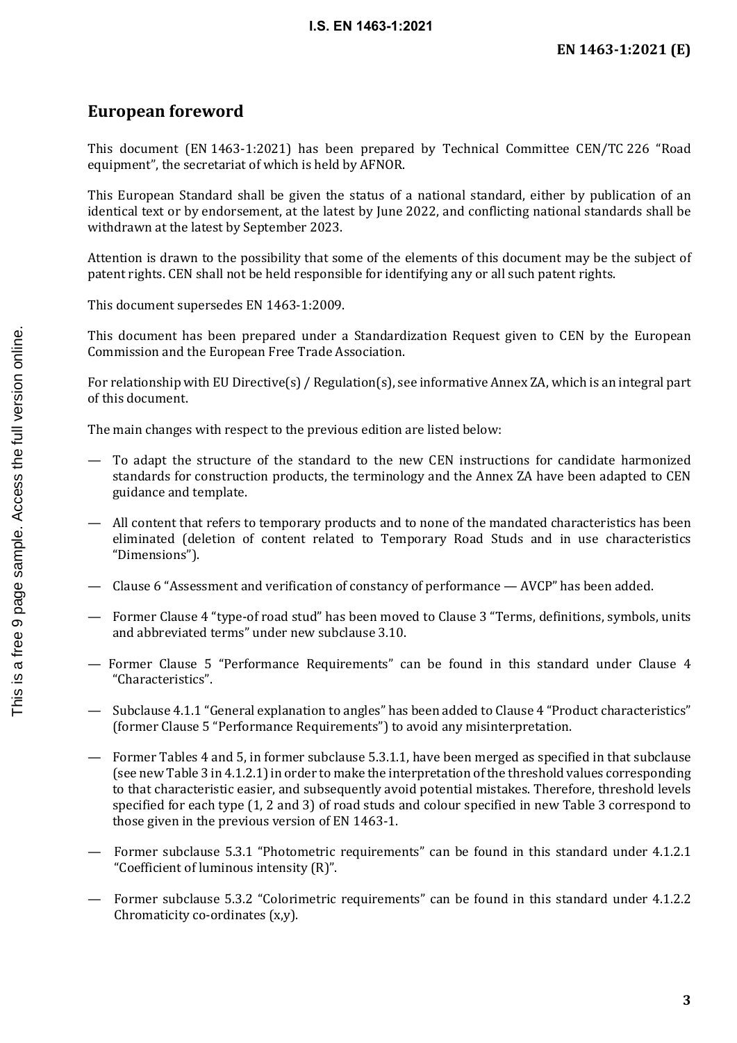## European foreword

This document (EN 1463-1:2021) has been prepared by Technical Committee CEN/TC 226 "Road equipment", the secretariat of which is held by AFNOR.

This European Standard shall be given the status of a national standard, either by publication of an identical text or by endorsement, at the latest by June 2022, and conflicting national standards shall be withdrawn at the latest by September 2023.

Attention is drawn to the possibility that some of the elements of this document may be the subject of patent rights. CEN shall not be held responsible for identifying any or all such patent rights.

This document supersedes EN 1463-1:2009.

This document has been prepared under a Standardization Request given to CEN by the European Commission and the European Free Trade Association.

For relationship with EU Directive(s) / Regulation(s), see informative Annex ZA, which is an integral part of this document.

The main changes with respect to the previous edition are listed below:

- To adapt the structure of the standard to the new CEN instructions for candidate harmonized standards for construction products, the terminology and the Annex ZA have been adapted to CEN guidance and template.
- All content that refers to temporary products and to none of the mandated characteristics has been eliminated (deletion of content related to Temporary Road Studs and in use characteristics "Dimensions").
- Clause 6 "Assessment and verification of constancy of performance — AVCP" has been added.
- Former Clause 4 "type-of road stud" has been moved to Clause 3 "Terms, definitions, symbols, units and abbreviated terms" under new subclause 3.10.
- Former Clause 5 "Performance Requirements" can be found in this standard under Clause 4 "Characteristics".
- Subclause 4.1.1 "General explanation to angles" has been added to Clause 4 "Product characteristics" (former Clause 5 "Performance Requirements") to avoid any misinterpretation.
- Former Tables 4 and 5, in former subclause 5.3.1.1, have been merged as specified in that subclause (see new Table 3 in 4.1.2.1) in order to make the interpretation of the threshold values corresponding to that characteristic easier, and subsequently avoid potential mistakes. Therefore, threshold levels specified for each type (1, 2 and 3) of road studs and colour specified in new Table 3 correspond to those given in the previous version of EN 1463-1.
- Former subclause 5.3.1 "Photometric requirements" can be found in this standard under 4.1.2.1 "Coefficient of luminous intensity (R)".
- Former subclause 5.3.2 "Colorimetric requirements" can be found in this standard under 4.1.2.2 Chromaticity co-ordinates (x,y).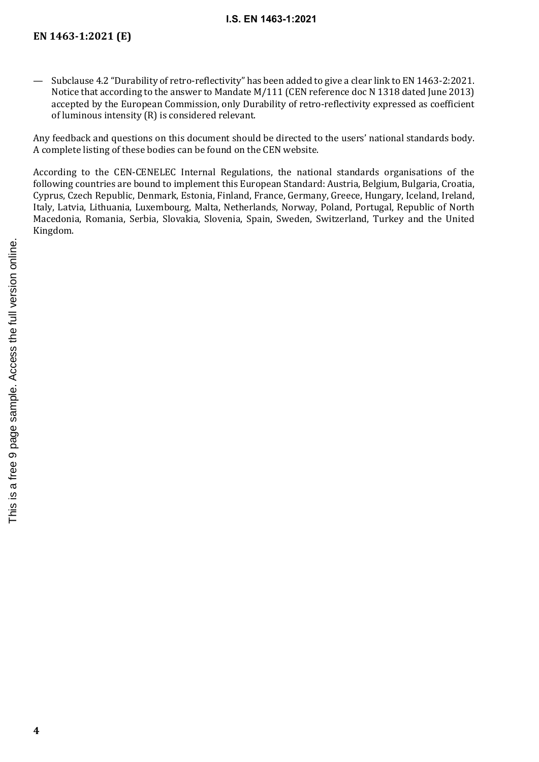— Subclause 4.2 “Durability of retro-reflectivity” has been added to give a clear link to EN 1463-2:2021. Notice that according to the answer to Mandate M/111 (CEN reference doc N 1318 dated June 2013) accepted by the European Commission, only Durability of retro-reflectivity expressed as coefficient of luminous intensity (R) is considered relevant.

Any feedback and questions on this document should be directed to the users’ national standards body. A complete listing of these bodies can be found on the CEN website.

According to the CEN-CENELEC Internal Regulations, the national standards organisations of the following countries are bound to implement this European Standard: Austria, Belgium, Bulgaria, Croatia, Cyprus, Czech Republic, Denmark, Estonia, Finland, France, Germany, Greece, Hungary, Iceland, Ireland, Italy, Latvia, Lithuania, Luxembourg, Malta, Netherlands, Norway, Poland, Portugal, Republic of North Macedonia, Romania, Serbia, Slovakia, Slovenia, Spain, Sweden, Switzerland, Turkey and the United Kingdom.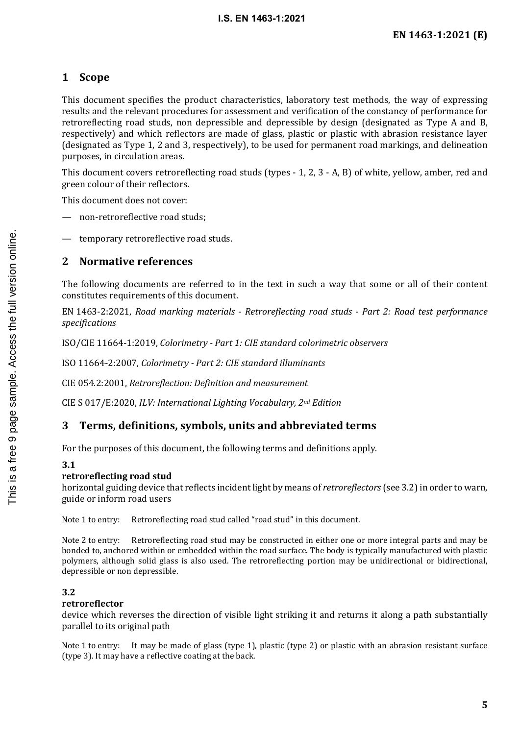## 1 Scope

This document specifies the product characteristics, laboratory test methods, the way of expressing results and the relevant procedures for assessment and verification of the constancy of performance for retroreflecting road studs, non depressible and depressible by design (designated as Type A and B, respectively) and which reflectors are made of glass, plastic or plastic with abrasion resistance layer (designated as Type 1, 2 and 3, respectively), to be used for permanent road markings, and delineation purposes, in circulation areas.

This document covers retroreflecting road studs (types - 1, 2, 3 - A, B) of white, yellow, amber, red and green colour of their reflectors.

This document does not cover:

— non-retroreflective road studs;

— temporary retroreflective road studs.

## 2 Normative references

The following documents are referred to in the text in such a way that some or all of their content constitutes requirements of this document.

EN 1463-2:2021, *Road marking materials - Retroreflecting road studs - Part 2: Road test performance specifications*

ISO/CIE 11664-1:2019, *Colorimetry - Part 1: CIE standard colorimetric observers*

ISO 11664-2:2007, *Colorimetry - Part 2: CIE standard illuminants*

CIE 054.2:2001, *Retroreflection: Definition and measurement*

CIE S 017/E:2020, *ILV: International Lighting Vocabulary, 2nd Edition*

## 3 Terms, definitions, symbols, units and abbreviated terms

For the purposes of this document, the following terms and definitions apply.

**3.1**
**retroreflecting road stud**
horizontal guiding device that reflects incident light by means of *retroreflectors* (see 3.2) in order to warn, guide or inform road users

Note 1 to entry: Retroreflecting road stud called "road stud" in this document.

Note 2 to entry: Retroreflecting road stud may be constructed in either one or more integral parts and may be bonded to, anchored within or embedded within the road surface. The body is typically manufactured with plastic polymers, although solid glass is also used. The retroreflecting portion may be unidirectional or bidirectional, depressible or non depressible.

**3.2**
**retroreflector**
device which reverses the direction of visible light striking it and returns it along a path substantially parallel to its original path

Note 1 to entry: It may be made of glass (type 1), plastic (type 2) or plastic with an abrasion resistant surface (type 3). It may have a reflective coating at the back.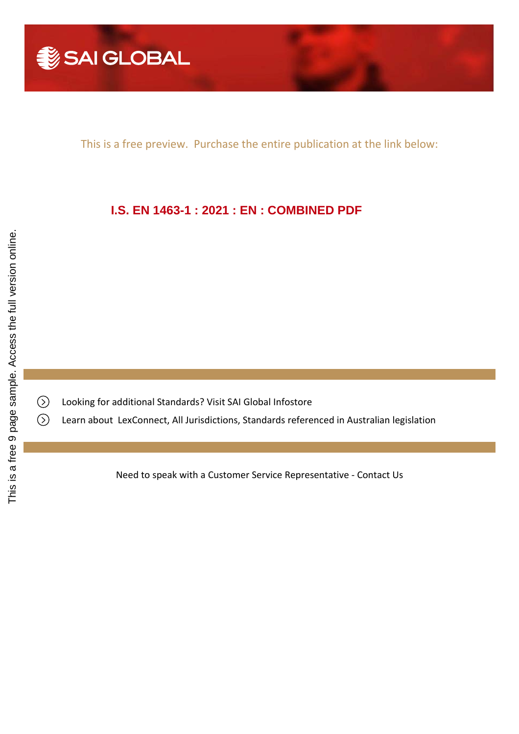This is a free preview. Purchase the entire publication at the link below:

**I.S. EN 1463-1 : 2021 : EN : COMBINED PDF**

- Looking for additional Standards? Visit SAI Global Infostore
- Learn about LexConnect, All Jurisdictions, Standards referenced in Australian legislation

Need to speak with a Customer Service Representative - Contact Us

This is a free 9 page sample. Access the full version online.